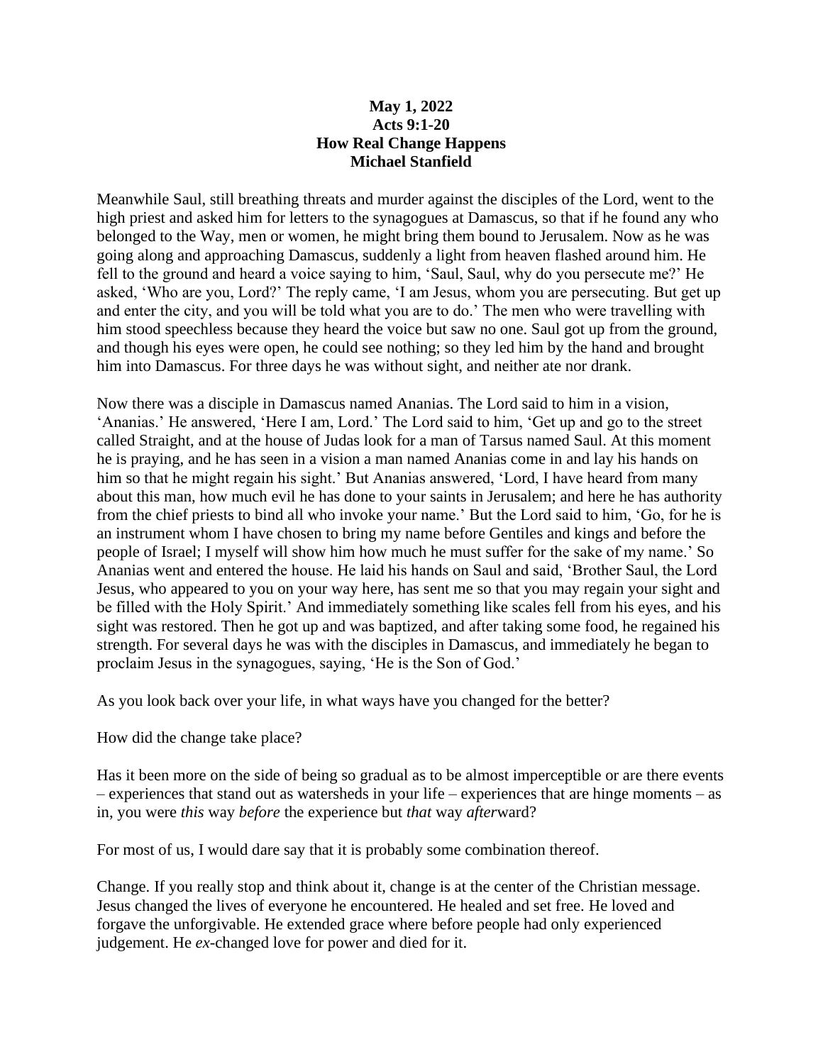**May 1, 2022**
**Acts 9:1-20**
**How Real Change Happens**
**Michael Stanfield**

Meanwhile Saul, still breathing threats and murder against the disciples of the Lord, went to the high priest and asked him for letters to the synagogues at Damascus, so that if he found any who belonged to the Way, men or women, he might bring them bound to Jerusalem. Now as he was going along and approaching Damascus, suddenly a light from heaven flashed around him. He fell to the ground and heard a voice saying to him, 'Saul, Saul, why do you persecute me?' He asked, 'Who are you, Lord?' The reply came, 'I am Jesus, whom you are persecuting. But get up and enter the city, and you will be told what you are to do.' The men who were travelling with him stood speechless because they heard the voice but saw no one. Saul got up from the ground, and though his eyes were open, he could see nothing; so they led him by the hand and brought him into Damascus. For three days he was without sight, and neither ate nor drank.

Now there was a disciple in Damascus named Ananias. The Lord said to him in a vision, 'Ananias.' He answered, 'Here I am, Lord.' The Lord said to him, 'Get up and go to the street called Straight, and at the house of Judas look for a man of Tarsus named Saul. At this moment he is praying, and he has seen in a vision a man named Ananias come in and lay his hands on him so that he might regain his sight.' But Ananias answered, 'Lord, I have heard from many about this man, how much evil he has done to your saints in Jerusalem; and here he has authority from the chief priests to bind all who invoke your name.' But the Lord said to him, 'Go, for he is an instrument whom I have chosen to bring my name before Gentiles and kings and before the people of Israel; I myself will show him how much he must suffer for the sake of my name.' So Ananias went and entered the house. He laid his hands on Saul and said, 'Brother Saul, the Lord Jesus, who appeared to you on your way here, has sent me so that you may regain your sight and be filled with the Holy Spirit.' And immediately something like scales fell from his eyes, and his sight was restored. Then he got up and was baptized, and after taking some food, he regained his strength. For several days he was with the disciples in Damascus, and immediately he began to proclaim Jesus in the synagogues, saying, 'He is the Son of God.'

As you look back over your life, in what ways have you changed for the better?

How did the change take place?

Has it been more on the side of being so gradual as to be almost imperceptible or are there events – experiences that stand out as watersheds in your life – experiences that are hinge moments – as in, you were *this* way *before* the experience but *that* way *after*ward?

For most of us, I would dare say that it is probably some combination thereof.

Change. If you really stop and think about it, change is at the center of the Christian message. Jesus changed the lives of everyone he encountered. He healed and set free. He loved and forgave the unforgivable. He extended grace where before people had only experienced judgement. He *ex*-changed love for power and died for it.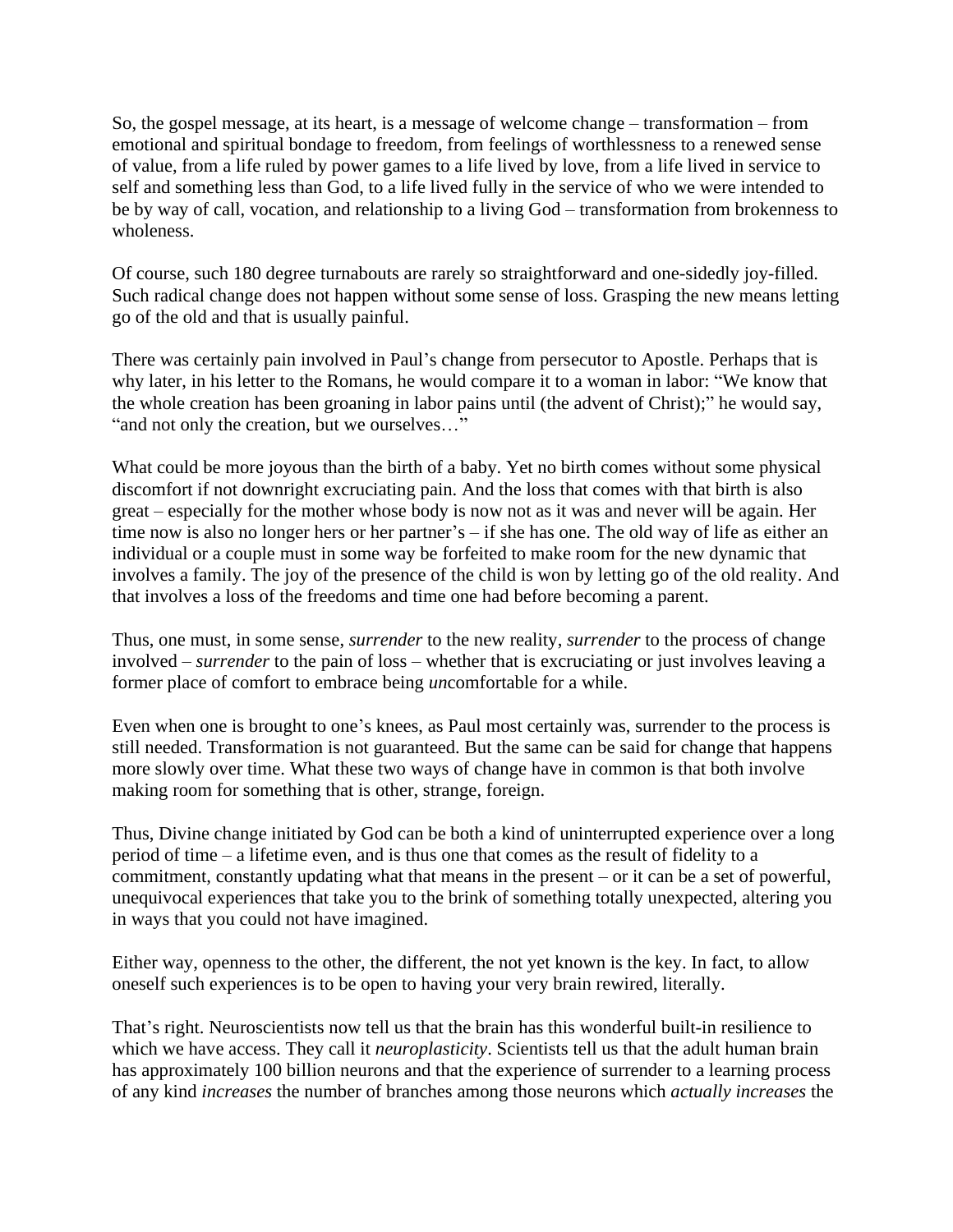So, the gospel message, at its heart, is a message of welcome change – transformation – from emotional and spiritual bondage to freedom, from feelings of worthlessness to a renewed sense of value, from a life ruled by power games to a life lived by love, from a life lived in service to self and something less than God, to a life lived fully in the service of who we were intended to be by way of call, vocation, and relationship to a living God – transformation from brokenness to wholeness.

Of course, such 180 degree turnabouts are rarely so straightforward and one-sidedly joy-filled. Such radical change does not happen without some sense of loss. Grasping the new means letting go of the old and that is usually painful.

There was certainly pain involved in Paul's change from persecutor to Apostle. Perhaps that is why later, in his letter to the Romans, he would compare it to a woman in labor: "We know that the whole creation has been groaning in labor pains until (the advent of Christ);" he would say, "and not only the creation, but we ourselves…"

What could be more joyous than the birth of a baby. Yet no birth comes without some physical discomfort if not downright excruciating pain. And the loss that comes with that birth is also great – especially for the mother whose body is now not as it was and never will be again. Her time now is also no longer hers or her partner's – if she has one. The old way of life as either an individual or a couple must in some way be forfeited to make room for the new dynamic that involves a family. The joy of the presence of the child is won by letting go of the old reality. And that involves a loss of the freedoms and time one had before becoming a parent.

Thus, one must, in some sense, *surrender* to the new reality, *surrender* to the process of change involved – *surrender* to the pain of loss – whether that is excruciating or just involves leaving a former place of comfort to embrace being *un*comfortable for a while.

Even when one is brought to one's knees, as Paul most certainly was, surrender to the process is still needed. Transformation is not guaranteed. But the same can be said for change that happens more slowly over time. What these two ways of change have in common is that both involve making room for something that is other, strange, foreign.

Thus, Divine change initiated by God can be both a kind of uninterrupted experience over a long period of time – a lifetime even, and is thus one that comes as the result of fidelity to a commitment, constantly updating what that means in the present – or it can be a set of powerful, unequivocal experiences that take you to the brink of something totally unexpected, altering you in ways that you could not have imagined.

Either way, openness to the other, the different, the not yet known is the key. In fact, to allow oneself such experiences is to be open to having your very brain rewired, literally.

That's right. Neuroscientists now tell us that the brain has this wonderful built-in resilience to which we have access. They call it *neuroplasticity*. Scientists tell us that the adult human brain has approximately 100 billion neurons and that the experience of surrender to a learning process of any kind *increases* the number of branches among those neurons which *actually increases* the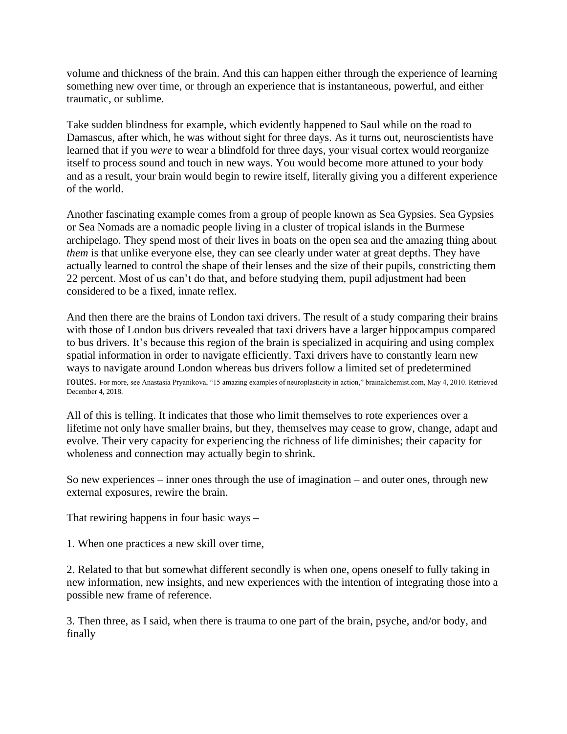volume and thickness of the brain. And this can happen either through the experience of learning something new over time, or through an experience that is instantaneous, powerful, and either traumatic, or sublime.

Take sudden blindness for example, which evidently happened to Saul while on the road to Damascus, after which, he was without sight for three days. As it turns out, neuroscientists have learned that if you *were* to wear a blindfold for three days, your visual cortex would reorganize itself to process sound and touch in new ways. You would become more attuned to your body and as a result, your brain would begin to rewire itself, literally giving you a different experience of the world.

Another fascinating example comes from a group of people known as Sea Gypsies. Sea Gypsies or Sea Nomads are a nomadic people living in a cluster of tropical islands in the Burmese archipelago. They spend most of their lives in boats on the open sea and the amazing thing about *them* is that unlike everyone else, they can see clearly under water at great depths. They have actually learned to control the shape of their lenses and the size of their pupils, constricting them 22 percent. Most of us can't do that, and before studying them, pupil adjustment had been considered to be a fixed, innate reflex.

And then there are the brains of London taxi drivers. The result of a study comparing their brains with those of London bus drivers revealed that taxi drivers have a larger hippocampus compared to bus drivers. It's because this region of the brain is specialized in acquiring and using complex spatial information in order to navigate efficiently. Taxi drivers have to constantly learn new ways to navigate around London whereas bus drivers follow a limited set of predetermined routes. For more, see Anastasia Pryanikova, "15 amazing examples of neuroplasticity in action," brainalchemist.com, May 4, 2010. Retrieved December 4, 2018.

All of this is telling. It indicates that those who limit themselves to rote experiences over a lifetime not only have smaller brains, but they, themselves may cease to grow, change, adapt and evolve. Their very capacity for experiencing the richness of life diminishes; their capacity for wholeness and connection may actually begin to shrink.

So new experiences – inner ones through the use of imagination – and outer ones, through new external exposures, rewire the brain.

That rewiring happens in four basic ways –

1. When one practices a new skill over time,

2. Related to that but somewhat different secondly is when one, opens oneself to fully taking in new information, new insights, and new experiences with the intention of integrating those into a possible new frame of reference.

3. Then three, as I said, when there is trauma to one part of the brain, psyche, and/or body, and finally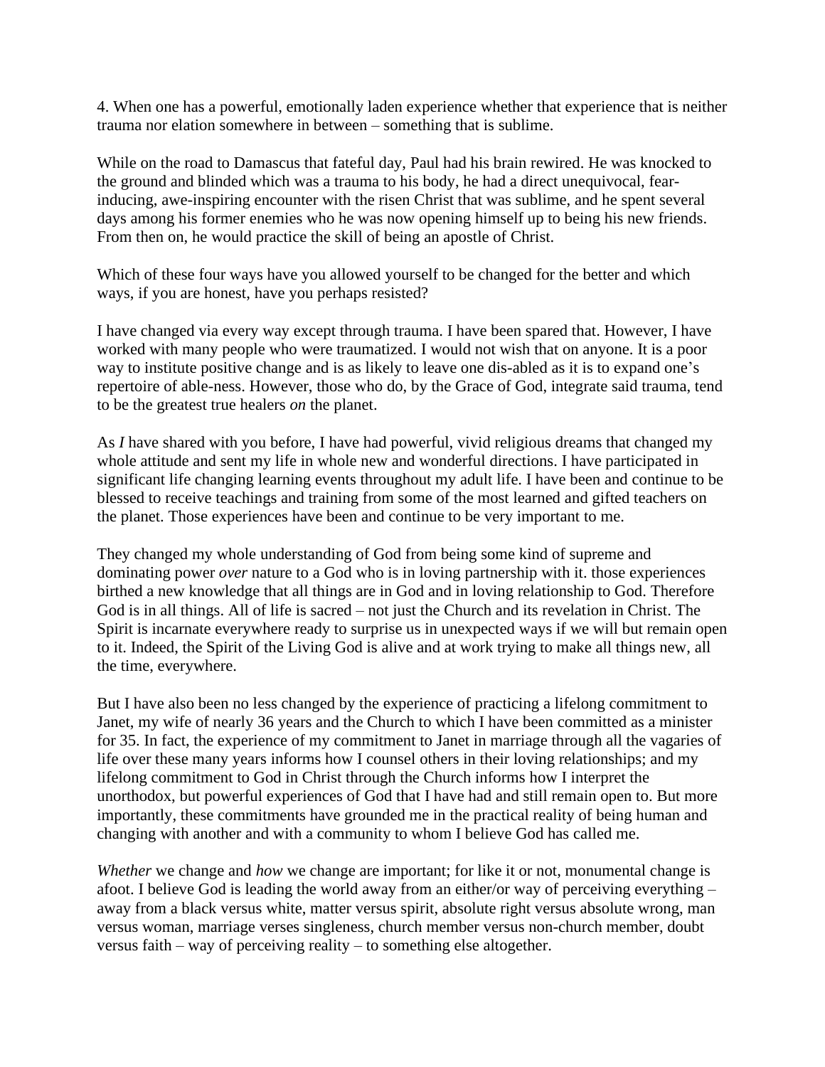4. When one has a powerful, emotionally laden experience whether that experience that is neither trauma nor elation somewhere in between – something that is sublime.

While on the road to Damascus that fateful day, Paul had his brain rewired. He was knocked to the ground and blinded which was a trauma to his body, he had a direct unequivocal, fear-inducing, awe-inspiring encounter with the risen Christ that was sublime, and he spent several days among his former enemies who he was now opening himself up to being his new friends. From then on, he would practice the skill of being an apostle of Christ.

Which of these four ways have you allowed yourself to be changed for the better and which ways, if you are honest, have you perhaps resisted?

I have changed via every way except through trauma. I have been spared that. However, I have worked with many people who were traumatized. I would not wish that on anyone. It is a poor way to institute positive change and is as likely to leave one dis-abled as it is to expand one's repertoire of able-ness. However, those who do, by the Grace of God, integrate said trauma, tend to be the greatest true healers *on* the planet.

As *I* have shared with you before, I have had powerful, vivid religious dreams that changed my whole attitude and sent my life in whole new and wonderful directions. I have participated in significant life changing learning events throughout my adult life. I have been and continue to be blessed to receive teachings and training from some of the most learned and gifted teachers on the planet. Those experiences have been and continue to be very important to me.

They changed my whole understanding of God from being some kind of supreme and dominating power *over* nature to a God who is in loving partnership with it. those experiences birthed a new knowledge that all things are in God and in loving relationship to God. Therefore God is in all things. All of life is sacred – not just the Church and its revelation in Christ. The Spirit is incarnate everywhere ready to surprise us in unexpected ways if we will but remain open to it. Indeed, the Spirit of the Living God is alive and at work trying to make all things new, all the time, everywhere.

But I have also been no less changed by the experience of practicing a lifelong commitment to Janet, my wife of nearly 36 years and the Church to which I have been committed as a minister for 35. In fact, the experience of my commitment to Janet in marriage through all the vagaries of life over these many years informs how I counsel others in their loving relationships; and my lifelong commitment to God in Christ through the Church informs how I interpret the unorthodox, but powerful experiences of God that I have had and still remain open to. But more importantly, these commitments have grounded me in the practical reality of being human and changing with another and with a community to whom I believe God has called me.

*Whether* we change and *how* we change are important; for like it or not, monumental change is afoot. I believe God is leading the world away from an either/or way of perceiving everything – away from a black versus white, matter versus spirit, absolute right versus absolute wrong, man versus woman, marriage verses singleness, church member versus non-church member, doubt versus faith – way of perceiving reality – to something else altogether.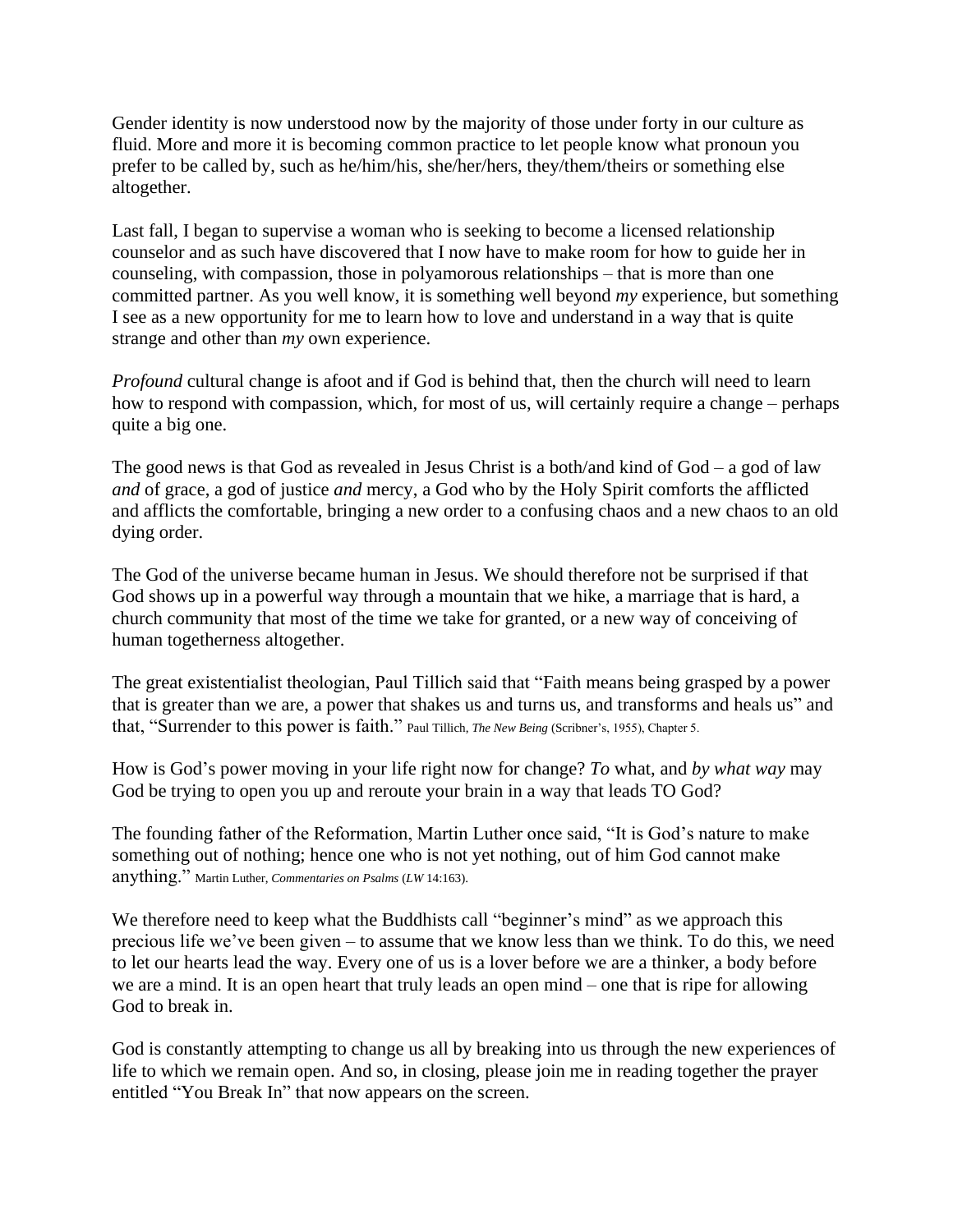Gender identity is now understood now by the majority of those under forty in our culture as fluid. More and more it is becoming common practice to let people know what pronoun you prefer to be called by, such as he/him/his, she/her/hers, they/them/theirs or something else altogether.

Last fall, I began to supervise a woman who is seeking to become a licensed relationship counselor and as such have discovered that I now have to make room for how to guide her in counseling, with compassion, those in polyamorous relationships – that is more than one committed partner. As you well know, it is something well beyond *my* experience, but something I see as a new opportunity for me to learn how to love and understand in a way that is quite strange and other than *my* own experience.

*Profound* cultural change is afoot and if God is behind that, then the church will need to learn how to respond with compassion, which, for most of us, will certainly require a change – perhaps quite a big one.

The good news is that God as revealed in Jesus Christ is a both/and kind of God – a god of law *and* of grace, a god of justice *and* mercy, a God who by the Holy Spirit comforts the afflicted and afflicts the comfortable, bringing a new order to a confusing chaos and a new chaos to an old dying order.

The God of the universe became human in Jesus. We should therefore not be surprised if that God shows up in a powerful way through a mountain that we hike, a marriage that is hard, a church community that most of the time we take for granted, or a new way of conceiving of human togetherness altogether.

The great existentialist theologian, Paul Tillich said that "Faith means being grasped by a power that is greater than we are, a power that shakes us and turns us, and transforms and heals us" and that, "Surrender to this power is faith." Paul Tillich, *The New Being* (Scribner's, 1955), Chapter 5.

How is God's power moving in your life right now for change? *To* what, and *by what way* may God be trying to open you up and reroute your brain in a way that leads TO God?

The founding father of the Reformation, Martin Luther once said, "It is God's nature to make something out of nothing; hence one who is not yet nothing, out of him God cannot make anything." Martin Luther, *Commentaries on Psalms* (*LW* 14:163).

We therefore need to keep what the Buddhists call "beginner's mind" as we approach this precious life we've been given – to assume that we know less than we think. To do this, we need to let our hearts lead the way. Every one of us is a lover before we are a thinker, a body before we are a mind. It is an open heart that truly leads an open mind – one that is ripe for allowing God to break in.

God is constantly attempting to change us all by breaking into us through the new experiences of life to which we remain open. And so, in closing, please join me in reading together the prayer entitled "You Break In" that now appears on the screen.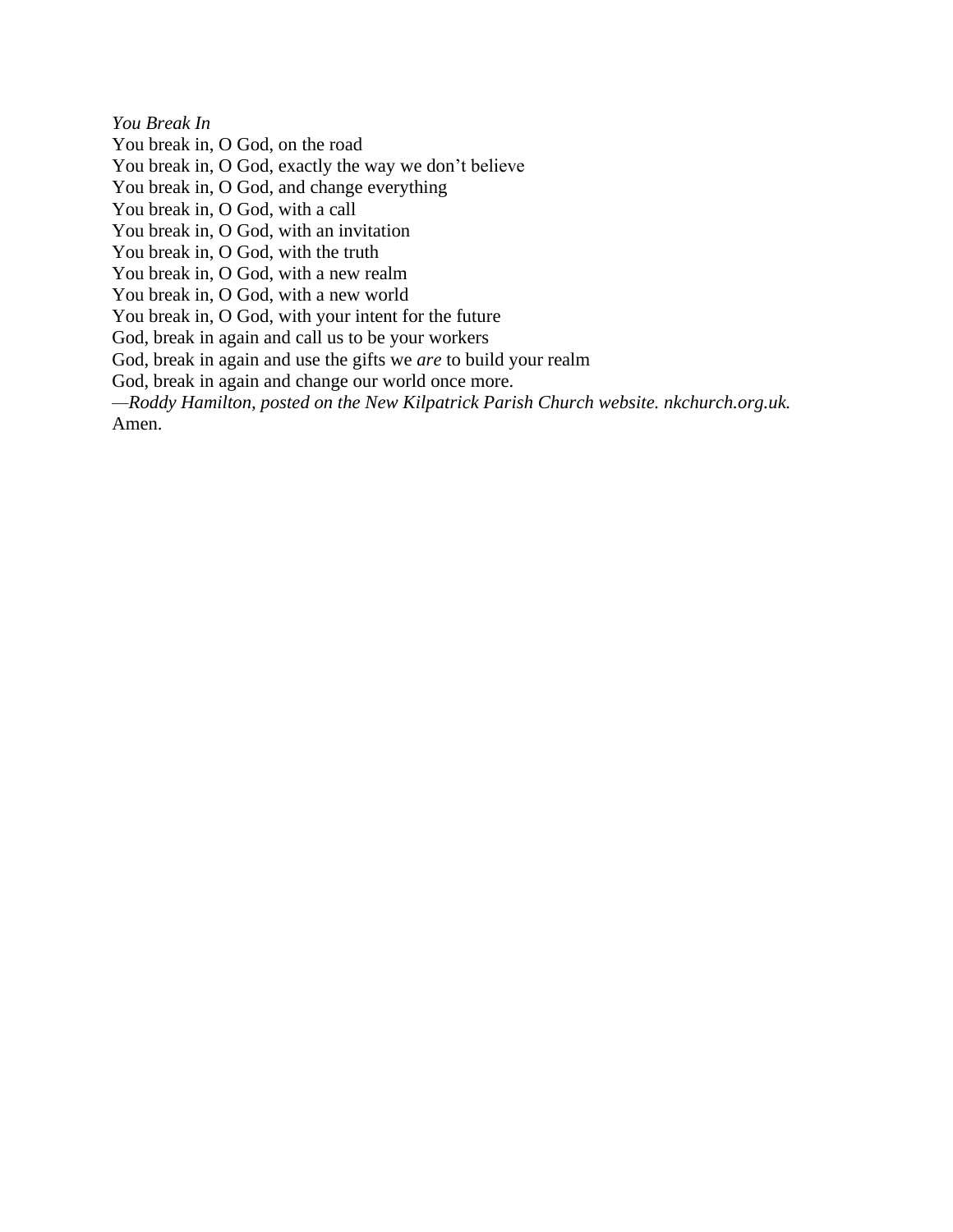*You Break In*

You break in, O God, on the road
You break in, O God, exactly the way we don't believe
You break in, O God, and change everything
You break in, O God, with a call
You break in, O God, with an invitation
You break in, O God, with the truth
You break in, O God, with a new realm
You break in, O God, with a new world
You break in, O God, with your intent for the future
God, break in again and call us to be your workers
God, break in again and use the gifts we *are* to build your realm
God, break in again and change our world once more.
—*Roddy Hamilton, posted on the New Kilpatrick Parish Church website. nkchurch.org.uk.*
Amen.